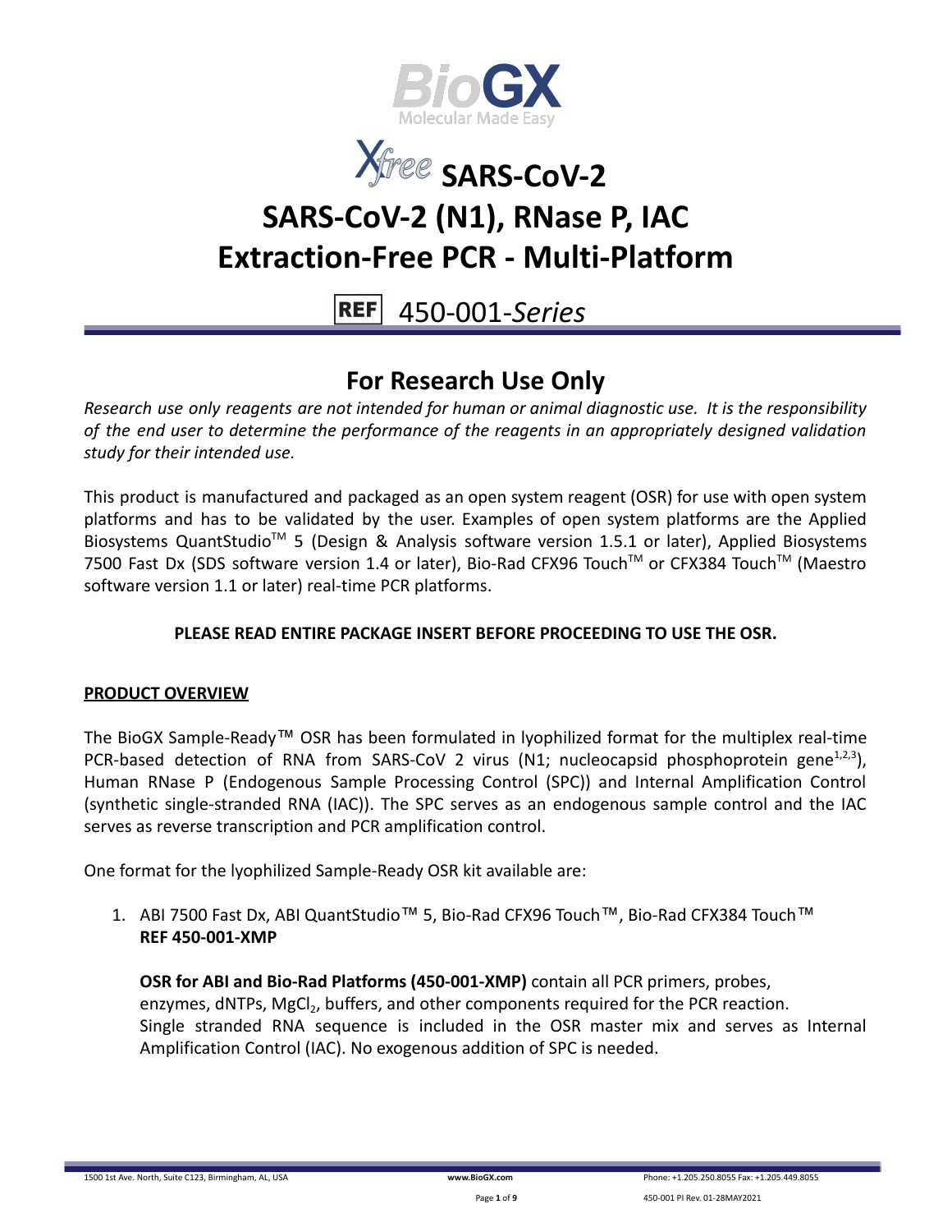# BioGX

Molecular Made Easy

# Xfree SARS-CoV-2

# SARS-CoV-2 (N1), RNase P, IAC Extraction-Free PCR - Multi-Platform

REF 450-001-*Series*

## For Research Use Only

*Research use only reagents are not intended for human or animal diagnostic use. It is the responsibility of the end user to determine the performance of the reagents in an appropriately designed validation study for their intended use.*

This product is manufactured and packaged as an open system reagent (OSR) for use with open system platforms and has to be validated by the user. Examples of open system platforms are the Applied Biosystems QuantStudio™ 5 (Design & Analysis software version 1.5.1 or later), Applied Biosystems 7500 Fast Dx (SDS software version 1.4 or later), Bio-Rad CFX96 Touch™ or CFX384 Touch™ (Maestro software version 1.1 or later) real-time PCR platforms.

**PLEASE READ ENTIRE PACKAGE INSERT BEFORE PROCEEDING TO USE THE OSR.**

**PRODUCT OVERVIEW**

The BioGX Sample-Ready™ OSR has been formulated in lyophilized format for the multiplex real-time PCR-based detection of RNA from SARS-CoV 2 virus (N1; nucleocapsid phosphoprotein gene[1,2,3]), Human RNase P (Endogenous Sample Processing Control (SPC)) and Internal Amplification Control (synthetic single-stranded RNA (IAC)). The SPC serves as an endogenous sample control and the IAC serves as reverse transcription and PCR amplification control.

One format for the lyophilized Sample-Ready OSR kit available are:

1. ABI 7500 Fast Dx, ABI QuantStudio™ 5, Bio-Rad CFX96 Touch™, Bio-Rad CFX384 Touch™
   **REF 450-001-XMP**

   **OSR for ABI and Bio-Rad Platforms (450-001-XMP)** contain all PCR primers, probes, enzymes, dNTPs, $MgCl_2$, buffers, and other components required for the PCR reaction. Single stranded RNA sequence is included in the OSR master mix and serves as Internal Amplification Control (IAC). No exogenous addition of SPC is needed.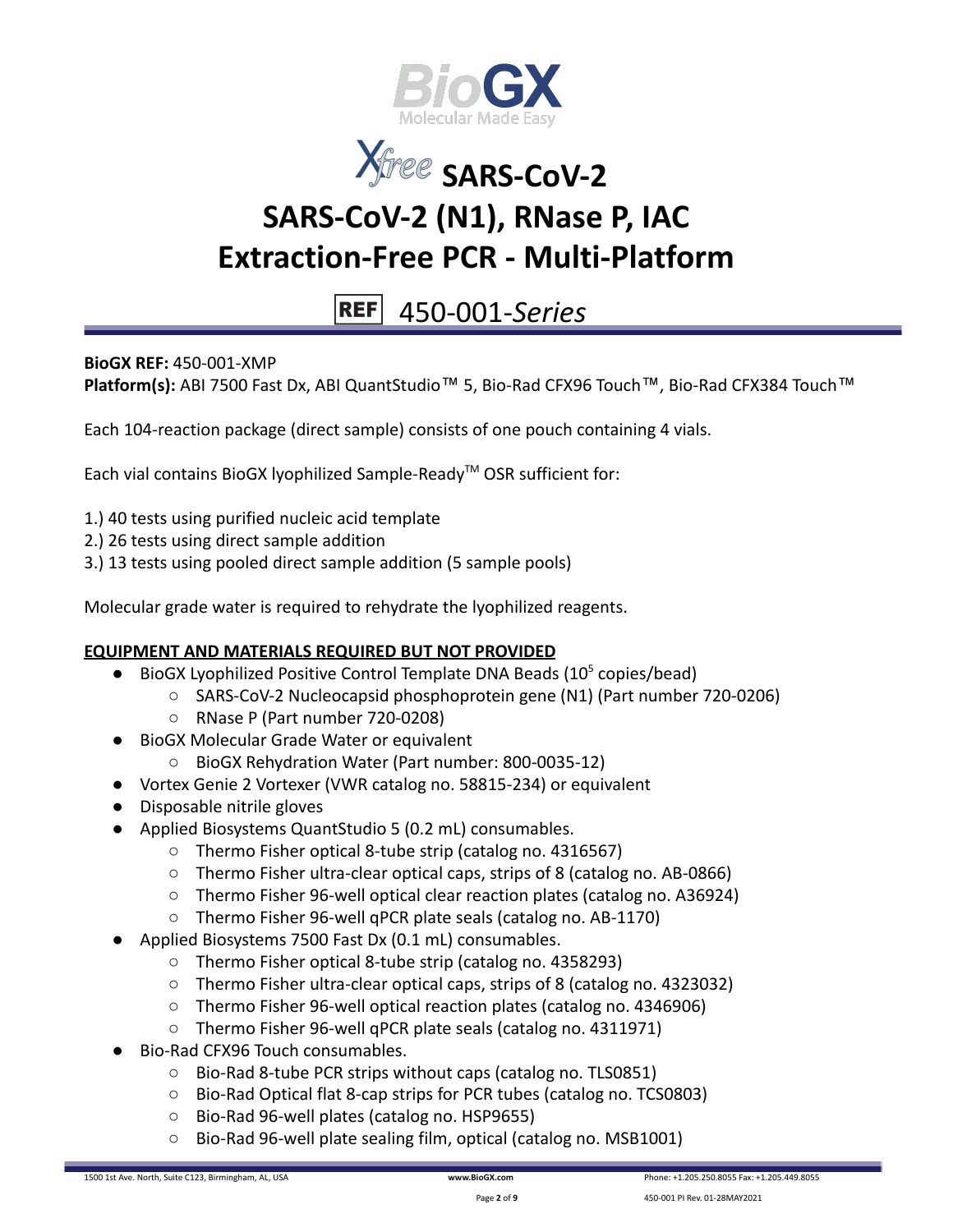# *Xfree* SARS-CoV-2

# SARS-CoV-2 (N1), RNase P, IAC Extraction-Free PCR - Multi-Platform

## REF 450-001-*Series*

**BioGX REF:** 450-001-XMP
**Platform(s):** ABI 7500 Fast Dx, ABI QuantStudio™ 5, Bio-Rad CFX96 Touch™, Bio-Rad CFX384 Touch™

Each 104-reaction package (direct sample) consists of one pouch containing 4 vials.

Each vial contains BioGX lyophilized Sample-Ready™ OSR sufficient for:

1.) 40 tests using purified nucleic acid template
2.) 26 tests using direct sample addition
3.) 13 tests using pooled direct sample addition (5 sample pools)

Molecular grade water is required to rehydrate the lyophilized reagents.

**EQUIPMENT AND MATERIALS REQUIRED BUT NOT PROVIDED**

- BioGX Lyophilized Positive Control Template DNA Beads ($10^5$ copies/bead)
  - SARS-CoV-2 Nucleocapsid phosphoprotein gene (N1) (Part number 720-0206)
  - RNase P (Part number 720-0208)
- BioGX Molecular Grade Water or equivalent
  - BioGX Rehydration Water (Part number: 800-0035-12)
- Vortex Genie 2 Vortexer (VWR catalog no. 58815-234) or equivalent
- Disposable nitrile gloves
- Applied Biosystems QuantStudio 5 (0.2 mL) consumables.
  - Thermo Fisher optical 8-tube strip (catalog no. 4316567)
  - Thermo Fisher ultra-clear optical caps, strips of 8 (catalog no. AB-0866)
  - Thermo Fisher 96-well optical clear reaction plates (catalog no. A36924)
  - Thermo Fisher 96-well qPCR plate seals (catalog no. AB-1170)
- Applied Biosystems 7500 Fast Dx (0.1 mL) consumables.
  - Thermo Fisher optical 8-tube strip (catalog no. 4358293)
  - Thermo Fisher ultra-clear optical caps, strips of 8 (catalog no. 4323032)
  - Thermo Fisher 96-well optical reaction plates (catalog no. 4346906)
  - Thermo Fisher 96-well qPCR plate seals (catalog no. 4311971)
- Bio-Rad CFX96 Touch consumables.
  - Bio-Rad 8-tube PCR strips without caps (catalog no. TLS0851)
  - Bio-Rad Optical flat 8-cap strips for PCR tubes (catalog no. TCS0803)
  - Bio-Rad 96-well plates (catalog no. HSP9655)
  - Bio-Rad 96-well plate sealing film, optical (catalog no. MSB1001)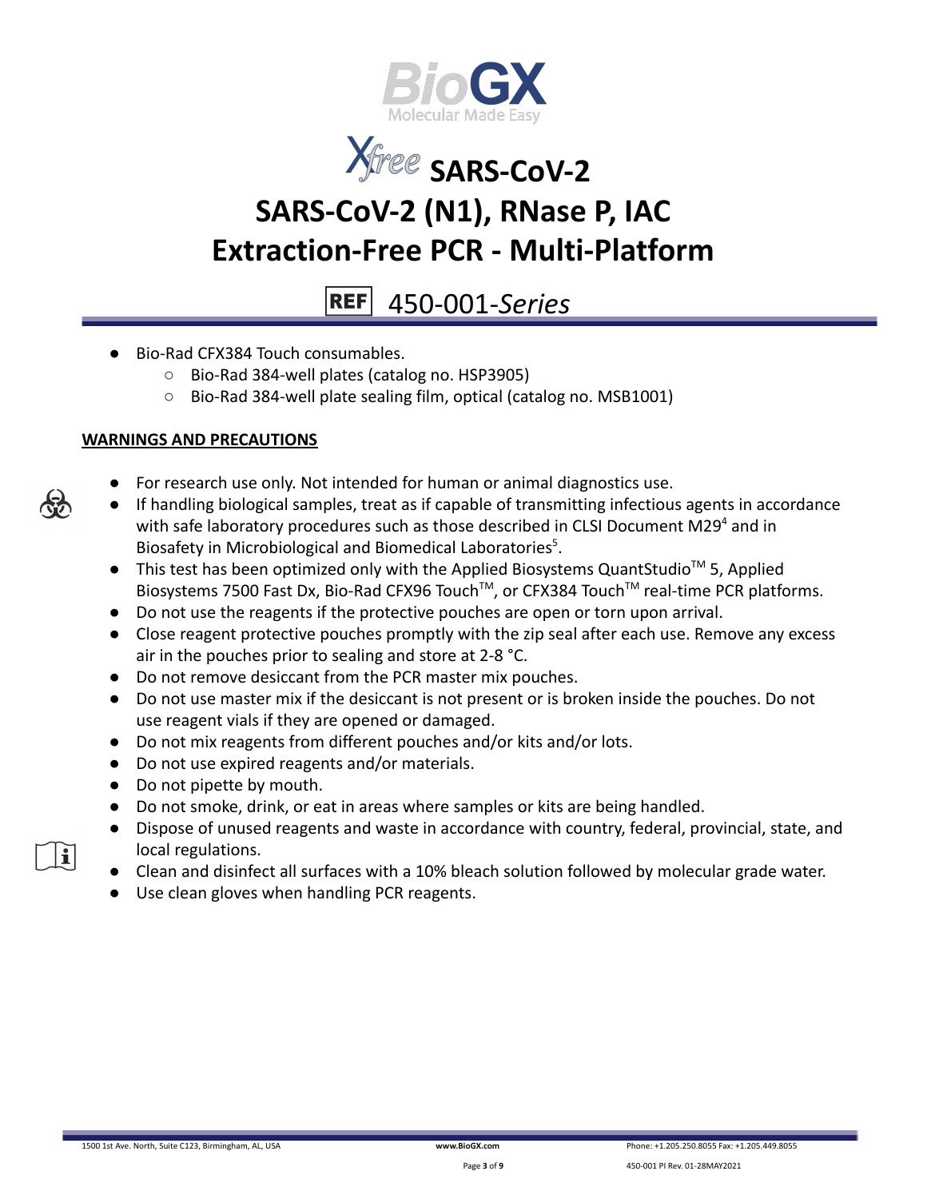- Bio-Rad CFX384 Touch consumables.
  - Bio-Rad 384-well plates (catalog no. HSP3905)
  - Bio-Rad 384-well plate sealing film, optical (catalog no. MSB1001)

**WARNINGS AND PRECAUTIONS**

- For research use only. Not intended for human or animal diagnostics use.
- If handling biological samples, treat as if capable of transmitting infectious agents in accordance with safe laboratory procedures such as those described in CLSI Document M29[4] and in Biosafety in Microbiological and Biomedical Laboratories[5].
- This test has been optimized only with the Applied Biosystems QuantStudio™ 5, Applied Biosystems 7500 Fast Dx, Bio-Rad CFX96 Touch™, or CFX384 Touch™ real-time PCR platforms.
- Do not use the reagents if the protective pouches are open or torn upon arrival.
- Close reagent protective pouches promptly with the zip seal after each use. Remove any excess air in the pouches prior to sealing and store at 2-8 °C.
- Do not remove desiccant from the PCR master mix pouches.
- Do not use master mix if the desiccant is not present or is broken inside the pouches. Do not use reagent vials if they are opened or damaged.
- Do not mix reagents from different pouches and/or kits and/or lots.
- Do not use expired reagents and/or materials.
- Do not pipette by mouth.
- Do not smoke, drink, or eat in areas where samples or kits are being handled.
- Dispose of unused reagents and waste in accordance with country, federal, provincial, state, and local regulations.
- Clean and disinfect all surfaces with a 10% bleach solution followed by molecular grade water.
- Use clean gloves when handling PCR reagents.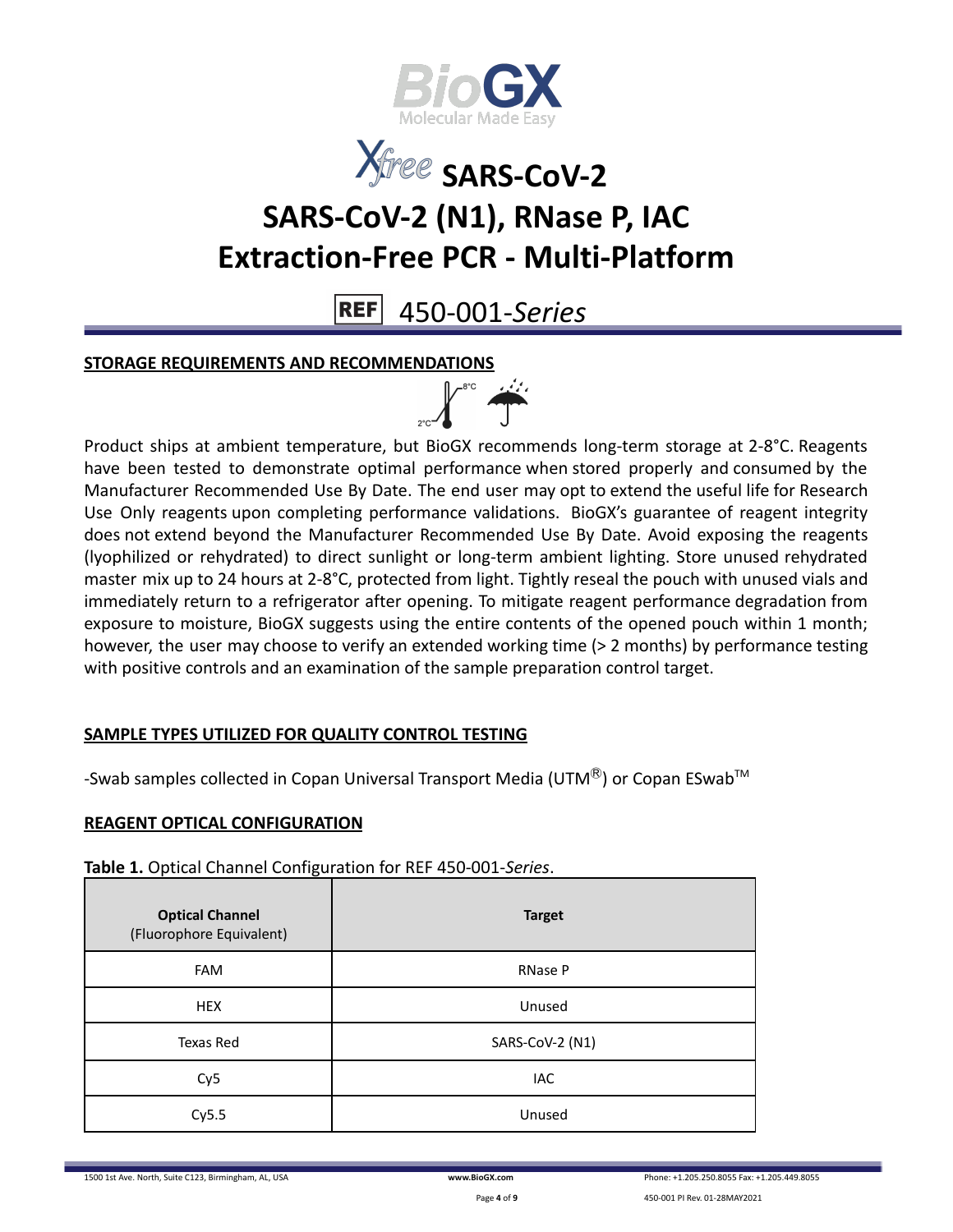# Xfree SARS-CoV-2

# SARS-CoV-2 (N1), RNase P, IAC Extraction-Free PCR - Multi-Platform

REF 450-001-*Series*

## STORAGE REQUIREMENTS AND RECOMMENDATIONS

Product ships at ambient temperature, but BioGX recommends long-term storage at 2-8°C. Reagents have been tested to demonstrate optimal performance when stored properly and consumed by the Manufacturer Recommended Use By Date. The end user may opt to extend the useful life for Research Use Only reagents upon completing performance validations. BioGX's guarantee of reagent integrity does not extend beyond the Manufacturer Recommended Use By Date. Avoid exposing the reagents (lyophilized or rehydrated) to direct sunlight or long-term ambient lighting. Store unused rehydrated master mix up to 24 hours at 2-8°C, protected from light. Tightly reseal the pouch with unused vials and immediately return to a refrigerator after opening. To mitigate reagent performance degradation from exposure to moisture, BioGX suggests using the entire contents of the opened pouch within 1 month; however, the user may choose to verify an extended working time (> 2 months) by performance testing with positive controls and an examination of the sample preparation control target.

## SAMPLE TYPES UTILIZED FOR QUALITY CONTROL TESTING

-Swab samples collected in Copan Universal Transport Media (UTM®) or Copan ESwab™

## REAGENT OPTICAL CONFIGURATION

**Table 1.** Optical Channel Configuration for REF 450-001-*Series*.

| **Optical Channel** (Fluorophore Equivalent) | **Target** |
|---|---|
| FAM | RNase P |
| HEX | Unused |
| Texas Red | SARS-CoV-2 (N1) |
| Cy5 | IAC |
| Cy5.5 | Unused |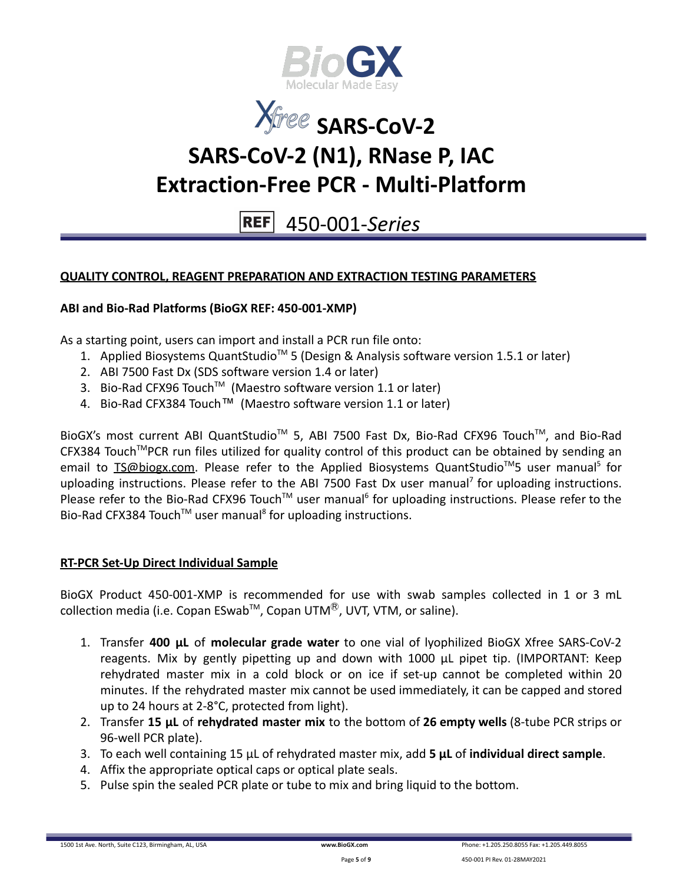# Xfree SARS-CoV-2

# SARS-CoV-2 (N1), RNase P, IAC Extraction-Free PCR - Multi-Platform

## REF 450-001-*Series*

**QUALITY CONTROL, REAGENT PREPARATION AND EXTRACTION TESTING PARAMETERS**

**ABI and Bio-Rad Platforms (BioGX REF: 450-001-XMP)**

As a starting point, users can import and install a PCR run file onto:

1. Applied Biosystems QuantStudio™ 5 (Design & Analysis software version 1.5.1 or later)
2. ABI 7500 Fast Dx (SDS software version 1.4 or later)
3. Bio-Rad CFX96 Touch™ (Maestro software version 1.1 or later)
4. Bio-Rad CFX384 Touch™ (Maestro software version 1.1 or later)

BioGX's most current ABI QuantStudio™ 5, ABI 7500 Fast Dx, Bio-Rad CFX96 Touch™, and Bio-Rad CFX384 Touch™PCR run files utilized for quality control of this product can be obtained by sending an email to TS@biogx.com. Please refer to the Applied Biosystems QuantStudio™5 user manual[5] for uploading instructions. Please refer to the ABI 7500 Fast Dx user manual[7] for uploading instructions. Please refer to the Bio-Rad CFX96 Touch™ user manual[6] for uploading instructions. Please refer to the Bio-Rad CFX384 Touch™ user manual[8] for uploading instructions.

**RT-PCR Set-Up Direct Individual Sample**

BioGX Product 450-001-XMP is recommended for use with swab samples collected in 1 or 3 mL collection media (i.e. Copan ESwab™, Copan UTM®, UVT, VTM, or saline).

1. Transfer **400 µL** of **molecular grade water** to one vial of lyophilized BioGX Xfree SARS-CoV-2 reagents. Mix by gently pipetting up and down with 1000 µL pipet tip. (IMPORTANT: Keep rehydrated master mix in a cold block or on ice if set-up cannot be completed within 20 minutes. If the rehydrated master mix cannot be used immediately, it can be capped and stored up to 24 hours at 2-8°C, protected from light).
2. Transfer **15 µL** of **rehydrated master mix** to the bottom of **26 empty wells** (8-tube PCR strips or 96-well PCR plate).
3. To each well containing 15 µL of rehydrated master mix, add **5 µL** of **individual direct sample**.
4. Affix the appropriate optical caps or optical plate seals.
5. Pulse spin the sealed PCR plate or tube to mix and bring liquid to the bottom.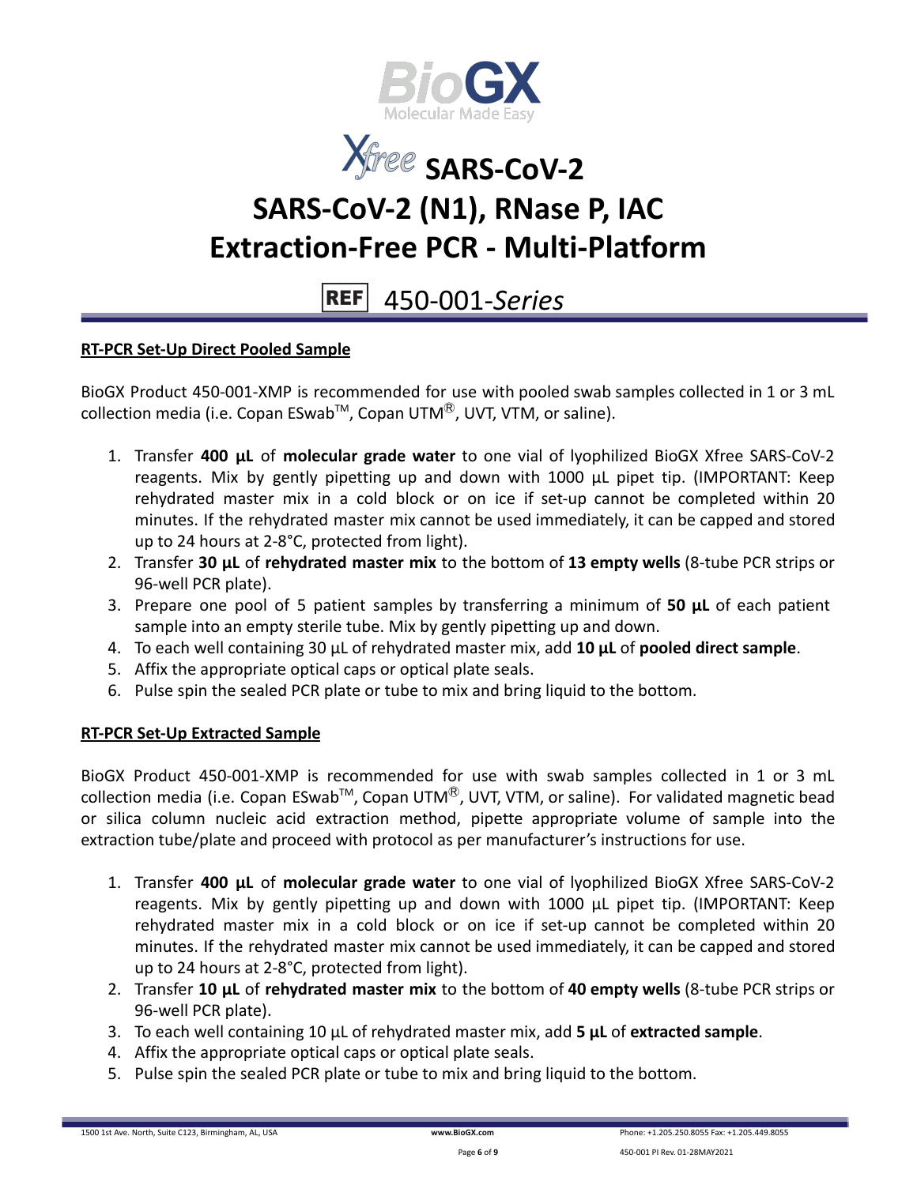# Xfree SARS-CoV-2

# SARS-CoV-2 (N1), RNase P, IAC Extraction-Free PCR - Multi-Platform

REF 450-001-*Series*

**RT-PCR Set-Up Direct Pooled Sample**

BioGX Product 450-001-XMP is recommended for use with pooled swab samples collected in 1 or 3 mL collection media (i.e. Copan ESwab™, Copan UTM®, UVT, VTM, or saline).

1. Transfer **400 µL** of **molecular grade water** to one vial of lyophilized BioGX Xfree SARS-CoV-2 reagents. Mix by gently pipetting up and down with 1000 µL pipet tip. (IMPORTANT: Keep rehydrated master mix in a cold block or on ice if set-up cannot be completed within 20 minutes. If the rehydrated master mix cannot be used immediately, it can be capped and stored up to 24 hours at 2-8°C, protected from light).
2. Transfer **30 µL** of **rehydrated master mix** to the bottom of **13 empty wells** (8-tube PCR strips or 96-well PCR plate).
3. Prepare one pool of 5 patient samples by transferring a minimum of **50 µL** of each patient sample into an empty sterile tube. Mix by gently pipetting up and down.
4. To each well containing 30 µL of rehydrated master mix, add **10 µL** of **pooled direct sample**.
5. Affix the appropriate optical caps or optical plate seals.
6. Pulse spin the sealed PCR plate or tube to mix and bring liquid to the bottom.

**RT-PCR Set-Up Extracted Sample**

BioGX Product 450-001-XMP is recommended for use with swab samples collected in 1 or 3 mL collection media (i.e. Copan ESwab™, Copan UTM®, UVT, VTM, or saline). For validated magnetic bead or silica column nucleic acid extraction method, pipette appropriate volume of sample into the extraction tube/plate and proceed with protocol as per manufacturer's instructions for use.

1. Transfer **400 µL** of **molecular grade water** to one vial of lyophilized BioGX Xfree SARS-CoV-2 reagents. Mix by gently pipetting up and down with 1000 µL pipet tip. (IMPORTANT: Keep rehydrated master mix in a cold block or on ice if set-up cannot be completed within 20 minutes. If the rehydrated master mix cannot be used immediately, it can be capped and stored up to 24 hours at 2-8°C, protected from light).
2. Transfer **10 µL** of **rehydrated master mix** to the bottom of **40 empty wells** (8-tube PCR strips or 96-well PCR plate).
3. To each well containing 10 µL of rehydrated master mix, add **5 µL** of **extracted sample**.
4. Affix the appropriate optical caps or optical plate seals.
5. Pulse spin the sealed PCR plate or tube to mix and bring liquid to the bottom.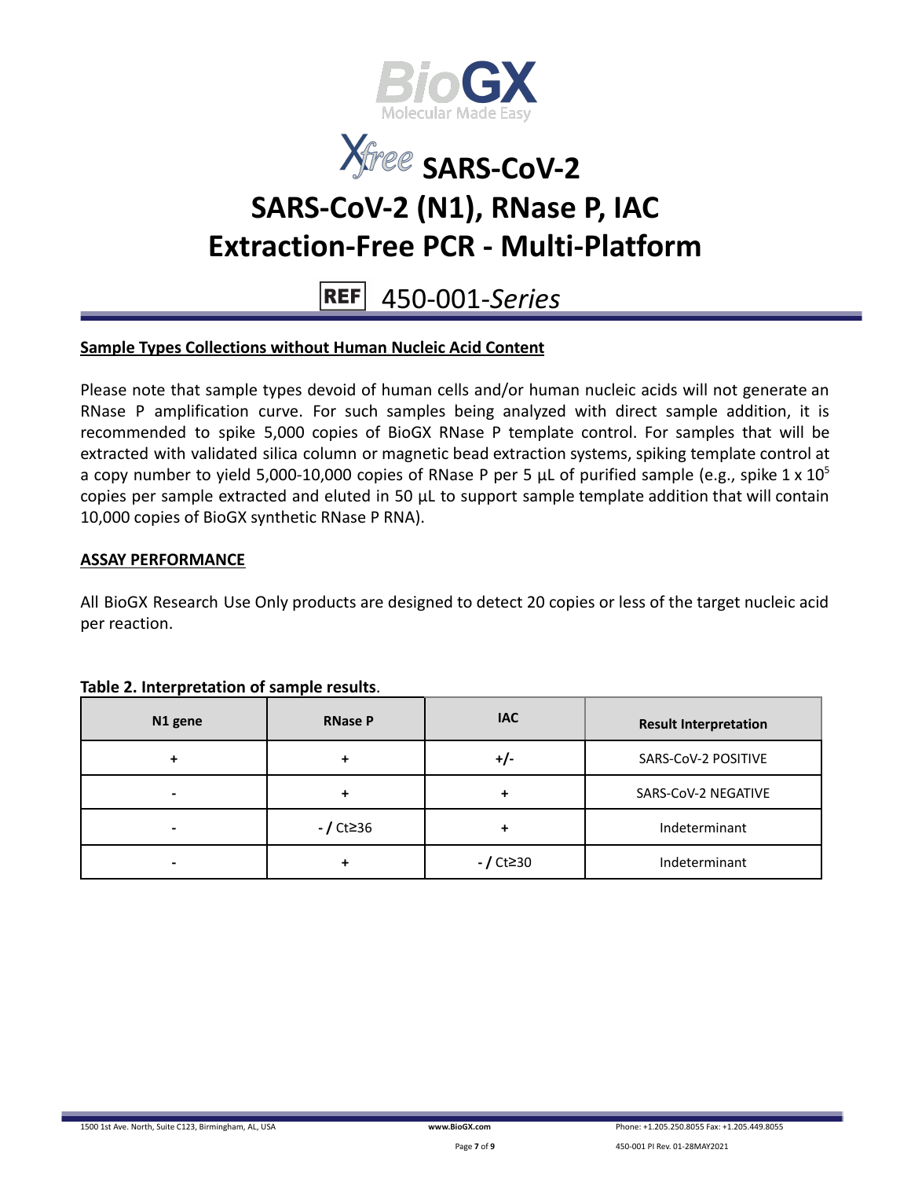## Sample Types Collections without Human Nucleic Acid Content

Please note that sample types devoid of human cells and/or human nucleic acids will not generate an RNase P amplification curve. For such samples being analyzed with direct sample addition, it is recommended to spike 5,000 copies of BioGX RNase P template control. For samples that will be extracted with validated silica column or magnetic bead extraction systems, spiking template control at a copy number to yield 5,000-10,000 copies of RNase P per 5 µL of purified sample (e.g., spike $1 \times 10^5$ copies per sample extracted and eluted in 50 µL to support sample template addition that will contain 10,000 copies of BioGX synthetic RNase P RNA).

## ASSAY PERFORMANCE

All BioGX Research Use Only products are designed to detect 20 copies or less of the target nucleic acid per reaction.

**Table 2. Interpretation of sample results**.

| N1 gene | RNase P | IAC | Result Interpretation |
|---|---|---|---|
| + | + | +/- | SARS-CoV-2 POSITIVE |
| - | + | + | SARS-CoV-2 NEGATIVE |
| - | - / Ct≥36 | + | Indeterminant |
| - | + | - / Ct≥30 | Indeterminant |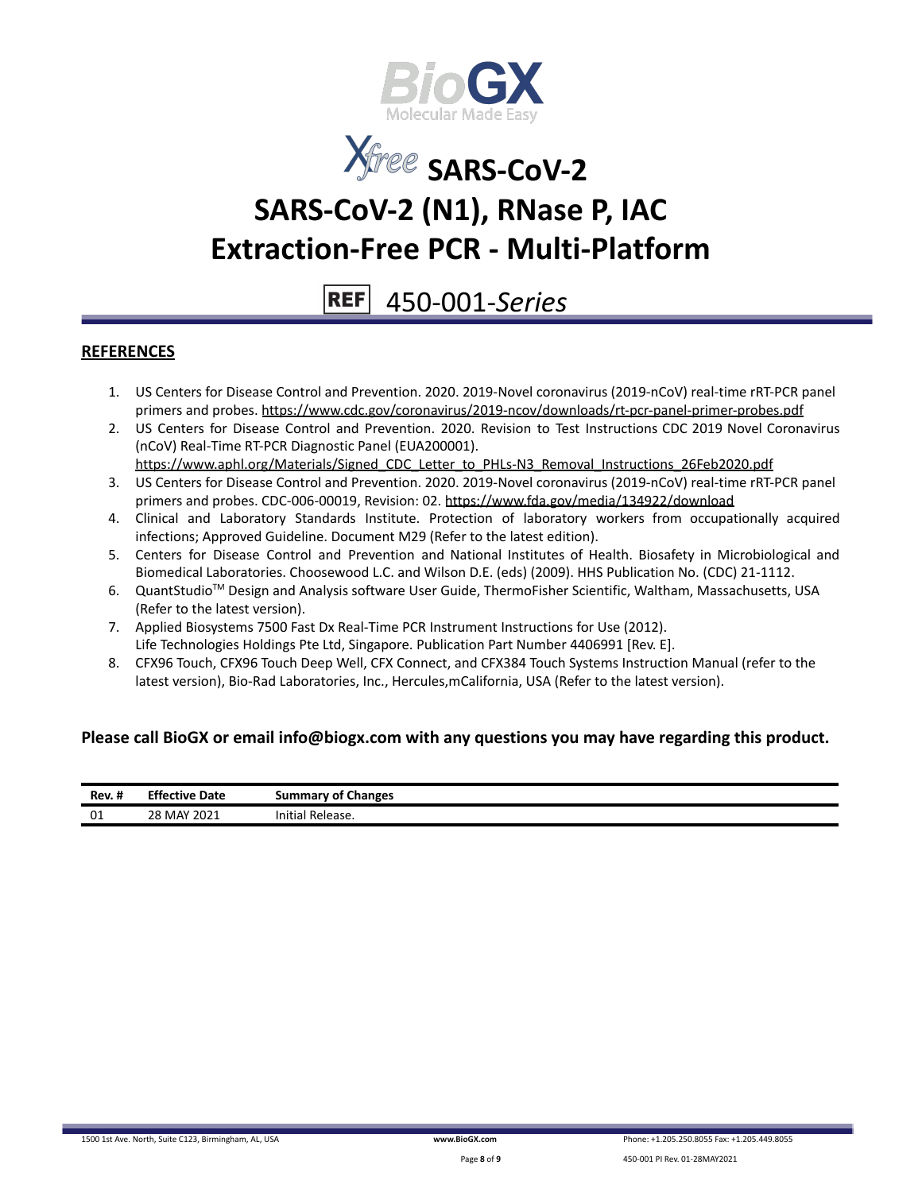# *Xfree* SARS-CoV-2

# SARS-CoV-2 (N1), RNase P, IAC Extraction-Free PCR - Multi-Platform

**REF** 450-001-*Series*

## REFERENCES

1. US Centers for Disease Control and Prevention. 2020. 2019-Novel coronavirus (2019-nCoV) real-time rRT-PCR panel primers and probes. https://www.cdc.gov/coronavirus/2019-ncov/downloads/rt-pcr-panel-primer-probes.pdf
2. US Centers for Disease Control and Prevention. 2020. Revision to Test Instructions CDC 2019 Novel Coronavirus (nCoV) Real-Time RT-PCR Diagnostic Panel (EUA200001). https://www.aphl.org/Materials/Signed_CDC_Letter_to_PHLs-N3_Removal_Instructions_26Feb2020.pdf
3. US Centers for Disease Control and Prevention. 2020. 2019-Novel coronavirus (2019-nCoV) real-time rRT-PCR panel primers and probes. CDC-006-00019, Revision: 02. https://www.fda.gov/media/134922/download
4. Clinical and Laboratory Standards Institute. Protection of laboratory workers from occupationally acquired infections; Approved Guideline. Document M29 (Refer to the latest edition).
5. Centers for Disease Control and Prevention and National Institutes of Health. Biosafety in Microbiological and Biomedical Laboratories. Choosewood L.C. and Wilson D.E. (eds) (2009). HHS Publication No. (CDC) 21-1112.
6. QuantStudio™ Design and Analysis software User Guide, ThermoFisher Scientific, Waltham, Massachusetts, USA (Refer to the latest version).
7. Applied Biosystems 7500 Fast Dx Real-Time PCR Instrument Instructions for Use (2012). Life Technologies Holdings Pte Ltd, Singapore. Publication Part Number 4406991 [Rev. E].
8. CFX96 Touch, CFX96 Touch Deep Well, CFX Connect, and CFX384 Touch Systems Instruction Manual (refer to the latest version), Bio-Rad Laboratories, Inc., Hercules,mCalifornia, USA (Refer to the latest version).

**Please call BioGX or email info@biogx.com with any questions you may have regarding this product.**

| Rev. # | Effective Date | Summary of Changes |
|---|---|---|
| 01 | 28 MAY 2021 | Initial Release. |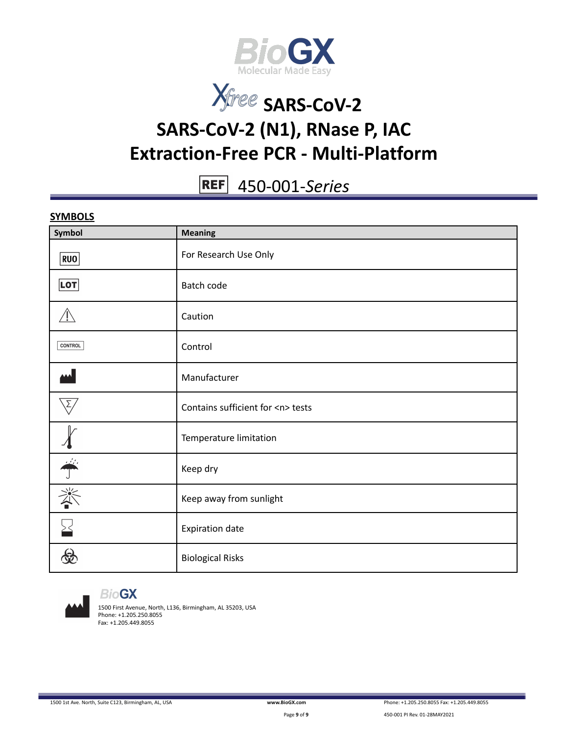# BioGX

Molecular Made Easy

# Xfree SARS-CoV-2

# SARS-CoV-2 (N1), RNase P, IAC Extraction-Free PCR - Multi-Platform

REF 450-001-*Series*

## SYMBOLS

| Symbol | Meaning |
|---|---|
| RUO | For Research Use Only |
| LOT | Batch code |
| ⚠ | Caution |
| CONTROL | Control |
| | Manufacturer |
| Σ | Contains sufficient for <n> tests |
| | Temperature limitation |
| | Keep dry |
| | Keep away from sunlight |
| | Expiration date |
| | Biological Risks |

BioGX

1500 First Avenue, North, L136, Birmingham, AL 35203, USA
Phone: +1.205.250.8055
Fax: +1.205.449.8055